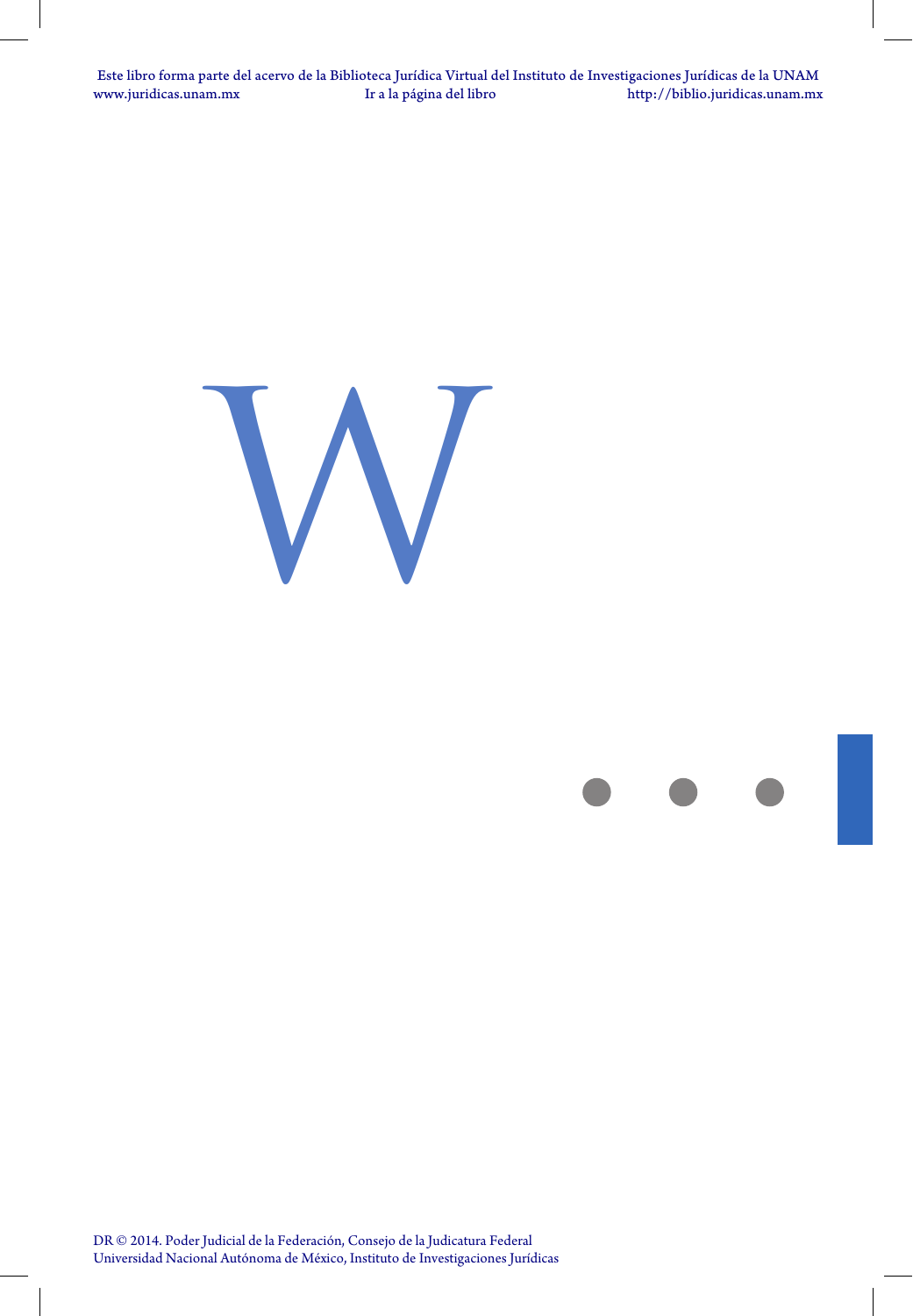# W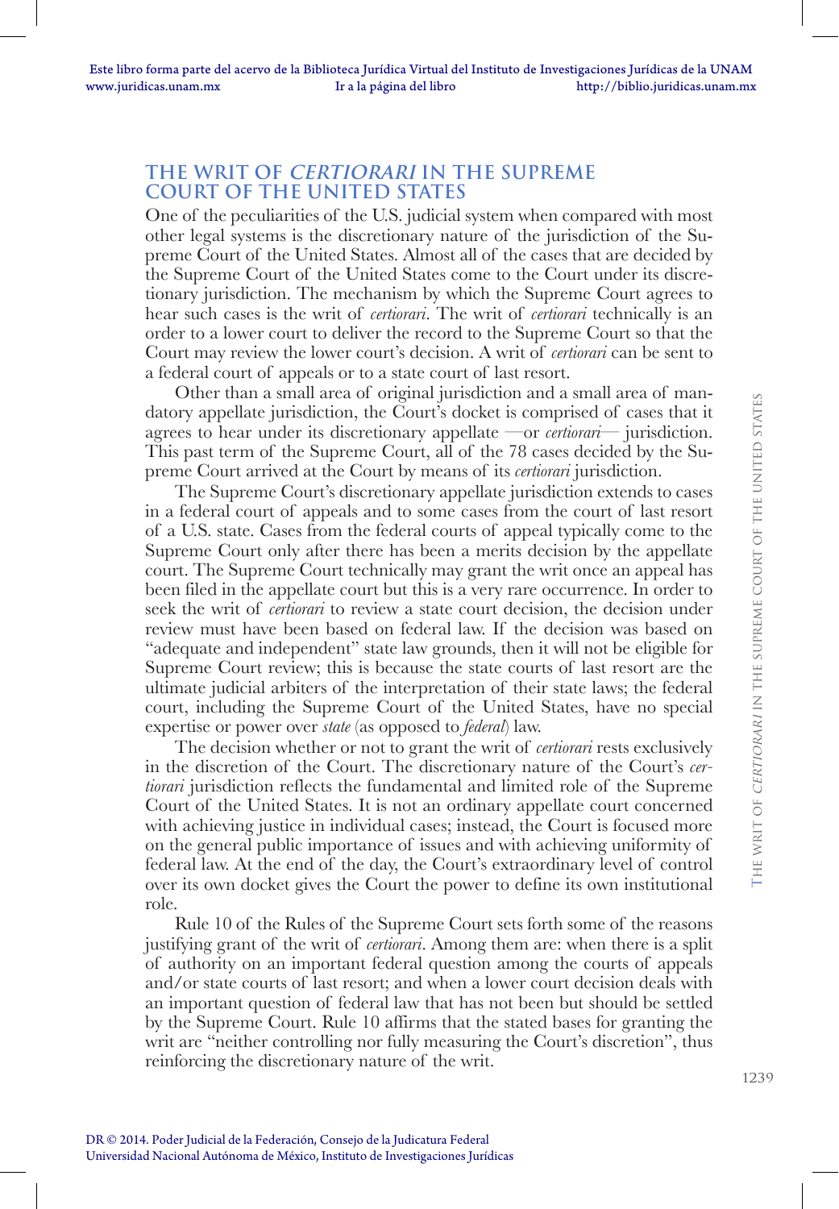## THE WRIT OF *CERTIORARI* IN THE SUPREME COURT OF THE UNITED STATES

One of the peculiarities of the U.S. judicial system when compared with most other legal systems is the discretionary nature of the jurisdiction of the Supreme Court of the United States. Almost all of the cases that are decided by the Supreme Court of the United States come to the Court under its discretionary jurisdiction. The mechanism by which the Supreme Court agrees to hear such cases is the writ of *certiorari*. The writ of *certiorari* technically is an order to a lower court to deliver the record to the Supreme Court so that the Court may review the lower court's decision. A writ of *certiorari* can be sent to a federal court of appeals or to a state court of last resort.

Other than a small area of original jurisdiction and a small area of mandatory appellate jurisdiction, the Court's docket is comprised of cases that it agrees to hear under its discretionary appellate —or *certiorari*— jurisdiction. This past term of the Supreme Court, all of the 78 cases decided by the Supreme Court arrived at the Court by means of its *certiorari* jurisdiction.

The Supreme Court's discretionary appellate jurisdiction extends to cases in a federal court of appeals and to some cases from the court of last resort of a U.S. state. Cases from the federal courts of appeal typically come to the Supreme Court only after there has been a merits decision by the appellate court. The Supreme Court technically may grant the writ once an appeal has been filed in the appellate court but this is a very rare occurrence. In order to seek the writ of *certiorari* to review a state court decision, the decision under review must have been based on federal law. If the decision was based on "adequate and independent" state law grounds, then it will not be eligible for Supreme Court review; this is because the state courts of last resort are the ultimate judicial arbiters of the interpretation of their state laws; the federal court, including the Supreme Court of the United States, have no special expertise or power over *state* (as opposed to *federal*) law.

The decision whether or not to grant the writ of *certiorari* rests exclusively in the discretion of the Court. The discretionary nature of the Court's *certiorari* jurisdiction reflects the fundamental and limited role of the Supreme Court of the United States. It is not an ordinary appellate court concerned with achieving justice in individual cases; instead, the Court is focused more on the general public importance of issues and with achieving uniformity of federal law. At the end of the day, the Court's extraordinary level of control over its own docket gives the Court the power to define its own institutional role.

Rule 10 of the Rules of the Supreme Court sets forth some of the reasons justifying grant of the writ of *certiorari*. Among them are: when there is a split of authority on an important federal question among the courts of appeals and/or state courts of last resort; and when a lower court decision deals with an important question of federal law that has not been but should be settled by the Supreme Court. Rule 10 affirms that the stated bases for granting the writ are "neither controlling nor fully measuring the Court's discretion", thus reinforcing the discretionary nature of the writ.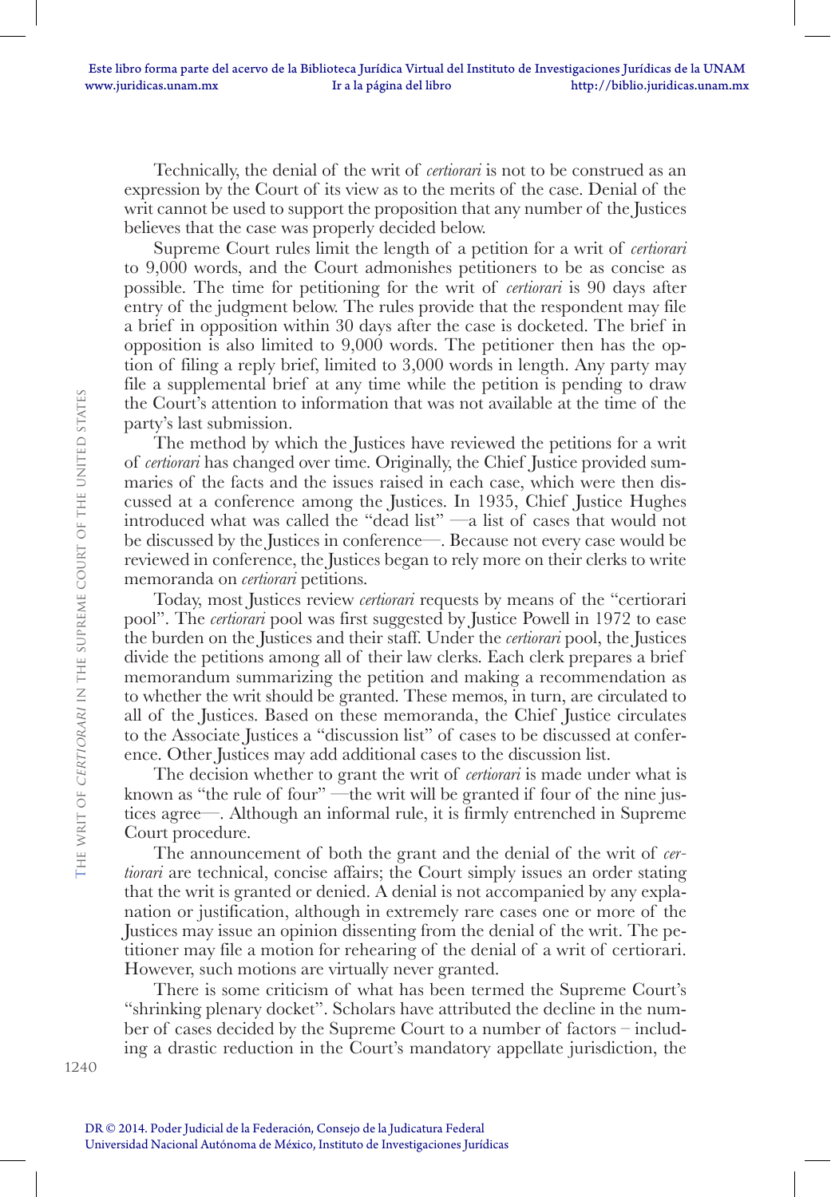Technically, the denial of the writ of *certiorari* is not to be construed as an expression by the Court of its view as to the merits of the case. Denial of the writ cannot be used to support the proposition that any number of the Justices believes that the case was properly decided below.

Supreme Court rules limit the length of a petition for a writ of *certiorari* to 9,000 words, and the Court admonishes petitioners to be as concise as possible. The time for petitioning for the writ of *certiorari* is 90 days after entry of the judgment below. The rules provide that the respondent may file a brief in opposition within 30 days after the case is docketed. The brief in opposition is also limited to 9,000 words. The petitioner then has the option of filing a reply brief, limited to 3,000 words in length. Any party may file a supplemental brief at any time while the petition is pending to draw the Court's attention to information that was not available at the time of the party's last submission.

The method by which the Justices have reviewed the petitions for a writ of *certiorari* has changed over time. Originally, the Chief Justice provided summaries of the facts and the issues raised in each case, which were then discussed at a conference among the Justices. In 1935, Chief Justice Hughes introduced what was called the "dead list" —a list of cases that would not be discussed by the Justices in conference—. Because not every case would be reviewed in conference, the Justices began to rely more on their clerks to write memoranda on *certiorari* petitions.

Today, most Justices review *certiorari* requests by means of the "certiorari pool". The *certiorari* pool was first suggested by Justice Powell in 1972 to ease the burden on the Justices and their staff. Under the *certiorari* pool, the Justices divide the petitions among all of their law clerks. Each clerk prepares a brief memorandum summarizing the petition and making a recommendation as to whether the writ should be granted. These memos, in turn, are circulated to all of the Justices. Based on these memoranda, the Chief Justice circulates to the Associate Justices a "discussion list" of cases to be discussed at conference. Other Justices may add additional cases to the discussion list.

The decision whether to grant the writ of *certiorari* is made under what is known as "the rule of four" —the writ will be granted if four of the nine justices agree—. Although an informal rule, it is firmly entrenched in Supreme Court procedure.

The announcement of both the grant and the denial of the writ of *certiorari* are technical, concise affairs; the Court simply issues an order stating that the writ is granted or denied. A denial is not accompanied by any explanation or justification, although in extremely rare cases one or more of the Justices may issue an opinion dissenting from the denial of the writ. The petitioner may file a motion for rehearing of the denial of a writ of certiorari. However, such motions are virtually never granted.

There is some criticism of what has been termed the Supreme Court's "shrinking plenary docket". Scholars have attributed the decline in the number of cases decided by the Supreme Court to a number of factors – including a drastic reduction in the Court's mandatory appellate jurisdiction, the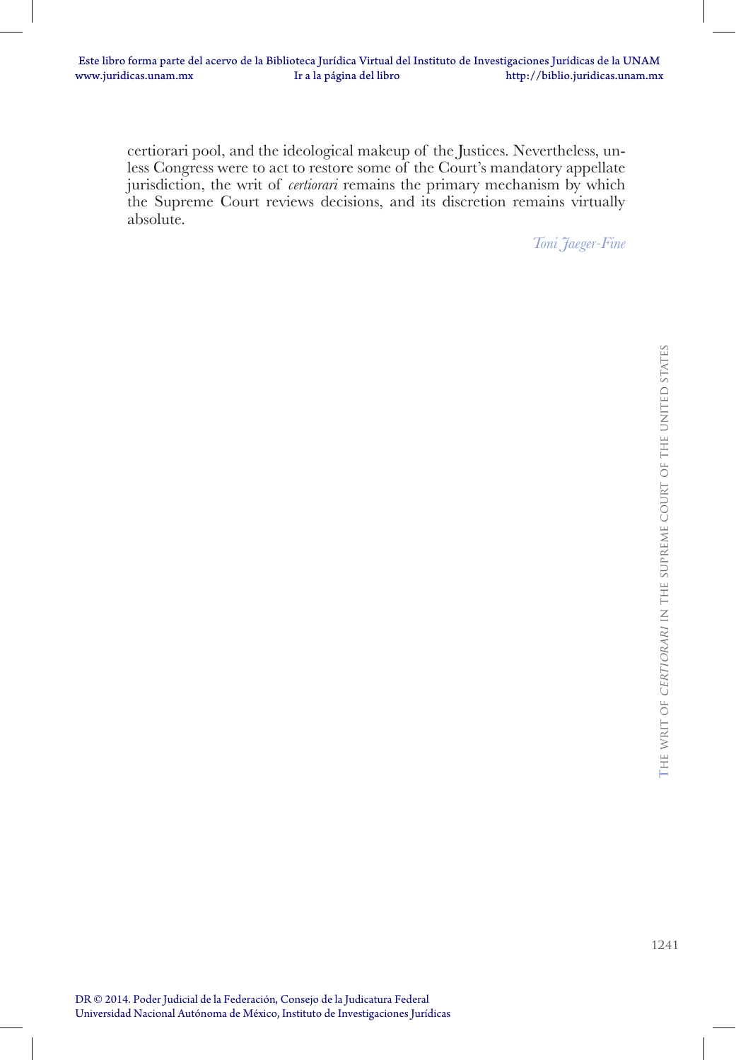certiorari pool, and the ideological makeup of the Justices. Nevertheless, unless Congress were to act to restore some of the Court's mandatory appellate jurisdiction, the writ of *certiorari* remains the primary mechanism by which the Supreme Court reviews decisions, and its discretion remains virtually absolute.

*Toni Jaeger-Fine*